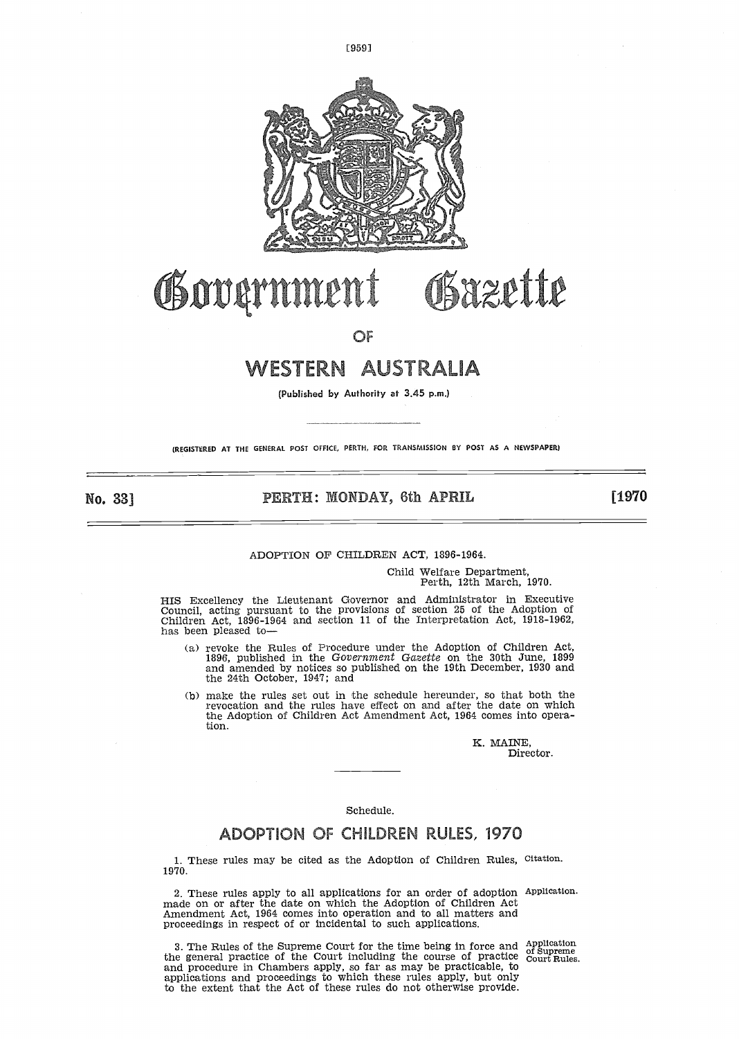# Government Gazette

OF

# WESTERN AUSTRALIA

(Published by Authority at 3.45 p.m.)

(REGISTERED AT THE GENERAL POST OFFICE, PERTH, FOR TRANSMISSION BY POST AS A NEWSPAPER)

No. 33] **PERTH: MONDAY, 6th APRIL** [1970

ADOPTION OF CHILDREN ACT, 1896-1964.

Child Welfare Department,
Perth, 12th March, 1970.

HIS Excellency the Lieutenant Governor and Administrator in Executive Council, acting pursuant to the provisions of section 25 of the Adoption of Children Act, 1896-1964 and section 11 of the Interpretation Act, 1918-1962, has been pleased to—

(a) revoke the Rules of Procedure under the Adoption of Children Act, 1896, published in the *Government Gazette* on the 30th June, 1899 and amended by notices so published on the 19th December, 1930 and the 24th October, 1947; and

(b) make the rules set out in the schedule hereunder, so that both the revocation and the rules have effect on and after the date on which the Adoption of Children Act Amendment Act, 1964 comes into operation.

K. MAINE,
Director.

Schedule.

## ADOPTION OF CHILDREN RULES, 1970

1. These rules may be cited as the Adoption of Children Rules, 1970. *Citation.*

2. These rules apply to all applications for an order of adoption made on or after the date on which the Adoption of Children Act Amendment Act, 1964 comes into operation and to all matters and proceedings in respect of or incidental to such applications. *Application.*

3. The Rules of the Supreme Court for the time being in force and the general practice of the Court including the course of practice and procedure in Chambers apply, so far as may be practicable, to applications and proceedings to which these rules apply, but only to the extent that the Act of these rules do not otherwise provide. *Application of Supreme Court Rules.*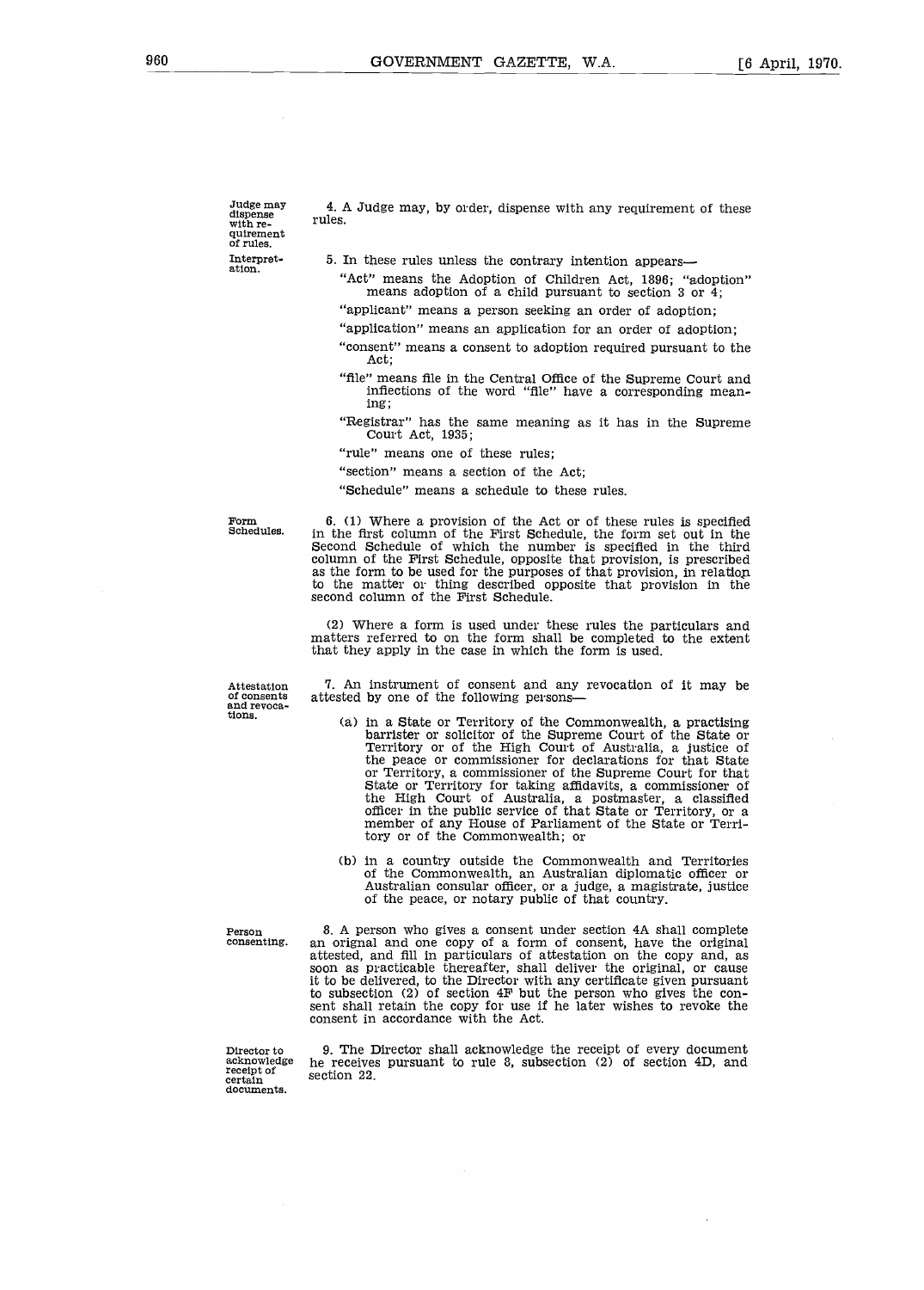**Judge may dispense with requirement of rules.**

4. A Judge may, by order, dispense with any requirement of these rules.

**Interpretation.**

5. In these rules unless the contrary intention appears—

"Act" means the Adoption of Children Act, 1896; "adoption" means adoption of a child pursuant to section 3 or 4;

"applicant" means a person seeking an order of adoption;

"application" means an application for an order of adoption;

"consent" means a consent to adoption required pursuant to the Act;

"file" means file in the Central Office of the Supreme Court and inflections of the word "file" have a corresponding meaning;

"Registrar" has the same meaning as it has in the Supreme Court Act, 1935;

"rule" means one of these rules;

"section" means a section of the Act;

"Schedule" means a schedule to these rules.

**Form Schedules.**

6. (1) Where a provision of the Act or of these rules is specified in the first column of the First Schedule, the form set out in the Second Schedule of which the number is specified in the third column of the First Schedule, opposite that provision, is prescribed as the form to be used for the purposes of that provision, in relation to the matter or thing described opposite that provision in the second column of the First Schedule.

(2) Where a form is used under these rules the particulars and matters referred to on the form shall be completed to the extent that they apply in the case in which the form is used.

**Attestation of consents and revocations.**

7. An instrument of consent and any revocation of it may be attested by one of the following persons—

(a) in a State or Territory of the Commonwealth, a practising barrister or solicitor of the Supreme Court of the State or Territory or of the High Court of Australia, a justice of the peace or commissioner for declarations for that State or Territory, a commissioner of the Supreme Court for that State or Territory for taking affidavits, a commissioner of the High Court of Australia, a postmaster, a classified officer in the public service of that State or Territory, or a member of any House of Parliament of the State or Territory or of the Commonwealth; or

(b) in a country outside the Commonwealth and Territories of the Commonwealth, an Australian diplomatic officer or Australian consular officer, or a judge, a magistrate, justice of the peace, or notary public of that country.

**Person consenting.**

8. A person who gives a consent under section 4A shall complete an orignal and one copy of a form of consent, have the original attested, and fill in particulars of attestation on the copy and, as soon as practicable thereafter, shall deliver the original, or cause it to be delivered, to the Director with any certificate given pursuant to subsection (2) of section 4F but the person who gives the consent shall retain the copy for use if he later wishes to revoke the consent in accordance with the Act.

**Director to acknowledge receipt of certain documents.**

9. The Director shall acknowledge the receipt of every document he receives pursuant to rule 8, subsection (2) of section 4D, and section 22.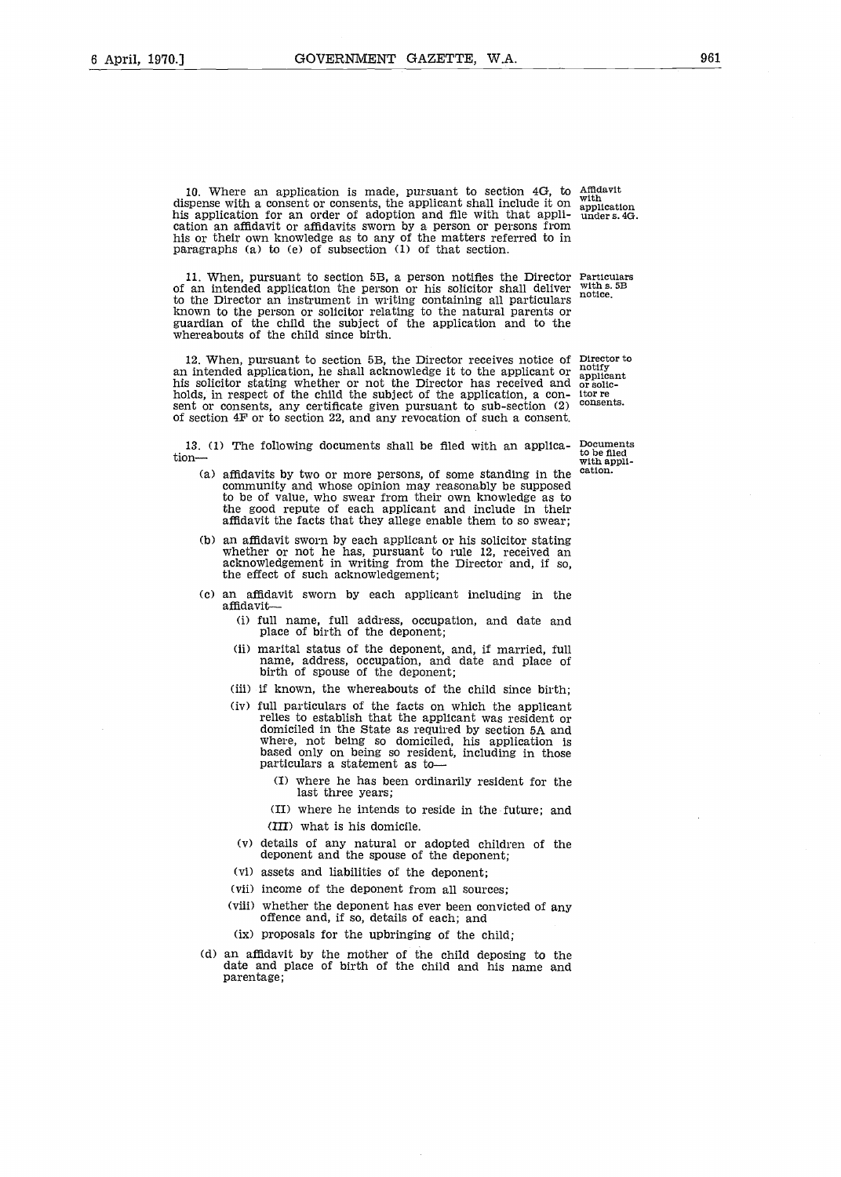10. Where an application is made, pursuant to section 4G, to dispense with a consent or consents, the applicant shall include it on his application for an order of adoption and file with that application an affidavit or affidavits sworn by a person or persons from his or their own knowledge as to any of the matters referred to in paragraphs (a) to (e) of subsection (1) of that section.

*Affidavit with application under s. 4G.*

11. When, pursuant to section 5B, a person notifies the Director of an intended application the person or his solicitor shall deliver to the Director an instrument in writing containing all particulars known to the person or solicitor relating to the natural parents or guardian of the child the subject of the application and to the whereabouts of the child since birth.

*Particulars with s. 5B notice.*

12. When, pursuant to section 5B, the Director receives notice of an intended application, he shall acknowledge it to the applicant or his solicitor stating whether or not the Director has received and holds, in respect of the child the subject of the application, a consent or consents, any certificate given pursuant to sub-section (2) of section 4F or to section 22, and any revocation of such a consent.

*Director to notify applicant or solicitor re consents.*

13. (1) The following documents shall be filed with an application—

*Documents to be filed with application.*

(a) affidavits by two or more persons, of some standing in the community and whose opinion may reasonably be supposed to be of value, who swear from their own knowledge as to the good repute of each applicant and include in their affidavit the facts that they allege enable them to so swear;

(b) an affidavit sworn by each applicant or his solicitor stating whether or not he has, pursuant to rule 12, received an acknowledgement in writing from the Director and, if so, the effect of such acknowledgement;

(c) an affidavit sworn by each applicant including in the affidavit—

(i) full name, full address, occupation, and date and place of birth of the deponent;

(ii) marital status of the deponent, and, if married, full name, address, occupation, and date and place of birth of spouse of the deponent;

(iii) if known, the whereabouts of the child since birth;

(iv) full particulars of the facts on which the applicant relies to establish that the applicant was resident or domiciled in the State as required by section 5A and where, not being so domiciled, his application is based only on being so resident, including in those particulars a statement as to—

(I) where he has been ordinarily resident for the last three years;

(II) where he intends to reside in the future; and

(III) what is his domicile.

(v) details of any natural or adopted children of the deponent and the spouse of the deponent;

(vi) assets and liabilities of the deponent;

(vii) income of the deponent from all sources;

(viii) whether the deponent has ever been convicted of any offence and, if so, details of each; and

(ix) proposals for the upbringing of the child;

(d) an affidavit by the mother of the child deposing to the date and place of birth of the child and his name and parentage;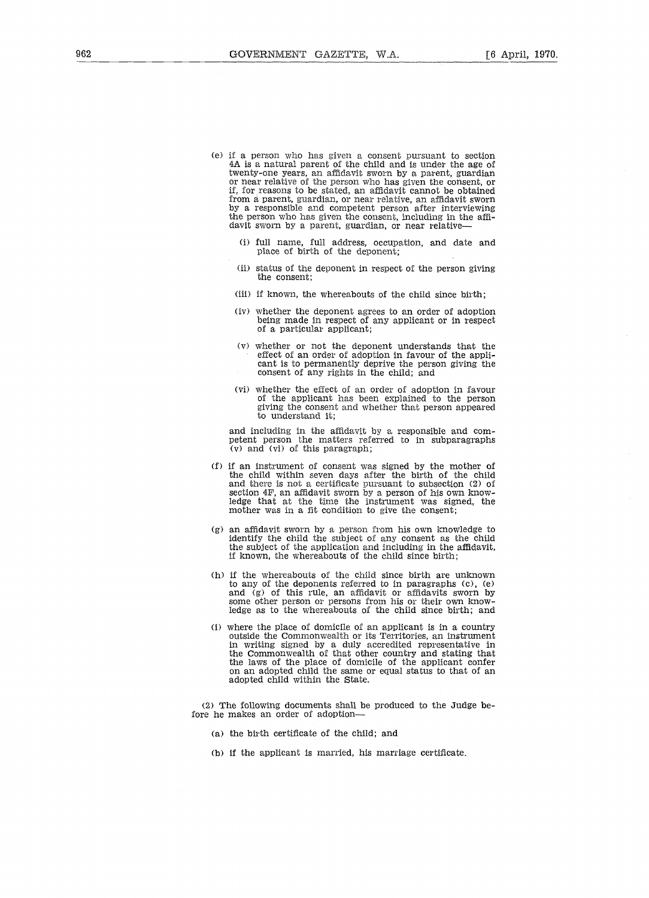(e) if a person who has given a consent pursuant to section 4A is a natural parent of the child and is under the age of twenty-one years, an affidavit sworn by a parent, guardian or near relative of the person who has given the consent, or if, for reasons to be stated, an affidavit cannot be obtained from a parent, guardian, or near relative, an affidavit sworn by a responsible and competent person after interviewing the person who has given the consent, including in the affidavit sworn by a parent, guardian, or near relative—

  (i) full name, full address, occupation, and date and place of birth of the deponent;

  (ii) status of the deponent in respect of the person giving the consent;

  (iii) if known, the whereabouts of the child since birth;

  (iv) whether the deponent agrees to an order of adoption being made in respect of any applicant or in respect of a particular applicant;

  (v) whether or not the deponent understands that the effect of an order of adoption in favour of the applicant is to permanently deprive the person giving the consent of any rights in the child; and

  (vi) whether the effect of an order of adoption in favour of the applicant has been explained to the person giving the consent and whether that person appeared to understand it;

  and including in the affidavit by a responsible and competent person the matters referred to in subparagraphs (v) and (vi) of this paragraph;

(f) if an instrument of consent was signed by the mother of the child within seven days after the birth of the child and there is not a certificate pursuant to subsection (2) of section 4F, an affidavit sworn by a person of his own knowledge that at the time the instrument was signed, the mother was in a fit condition to give the consent;

(g) an affidavit sworn by a person from his own knowledge to identify the child the subject of any consent as the child the subject of the application and including in the affidavit, if known, the whereabouts of the child since birth;

(h) if the whereabouts of the child since birth are unknown to any of the deponents referred to in paragraphs (c), (e) and (g) of this rule, an affidavit or affidavits sworn by some other person or persons from his or their own knowledge as to the whereabouts of the child since birth; and

(i) where the place of domicile of an applicant is in a country outside the Commonwealth or its Territories, an instrument in writing signed by a duly accredited representative in the Commonwealth of that other country and stating that the laws of the place of domicile of the applicant confer on an adopted child the same or equal status to that of an adopted child within the State.

(2) The following documents shall be produced to the Judge before he makes an order of adoption—

(a) the birth certificate of the child; and

(b) if the applicant is married, his marriage certificate.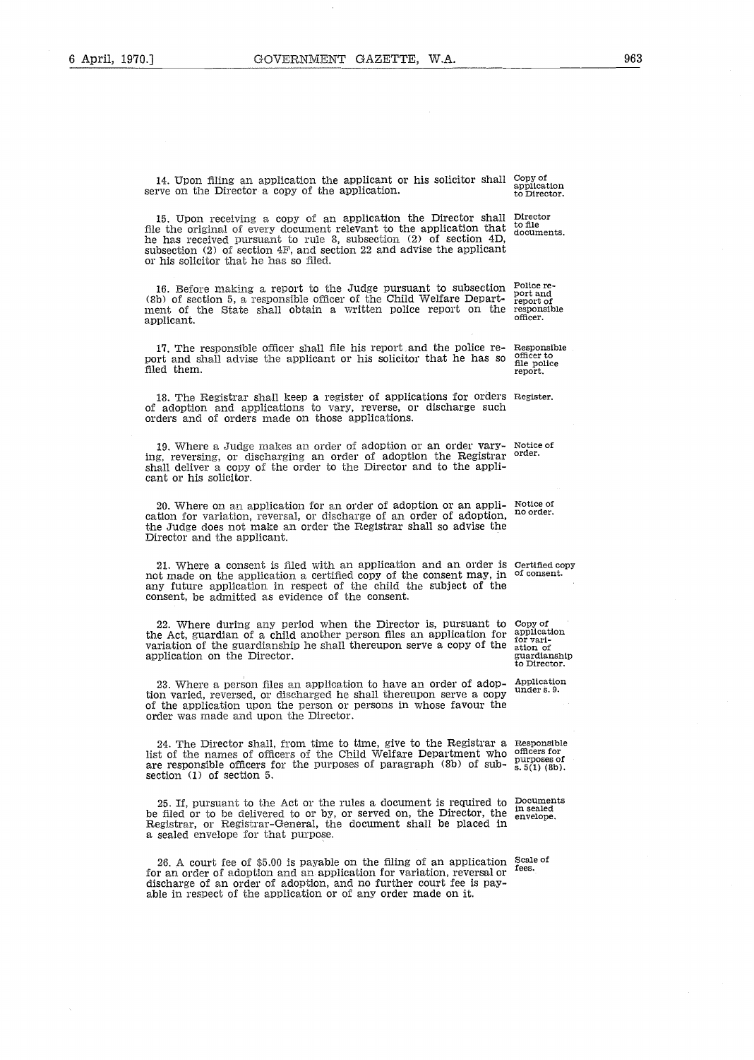14. Upon filing an application the applicant or his solicitor shall serve on the Director a copy of the application. *Copy of application to Director.*

15. Upon receiving a copy of an application the Director shall file the original of every document relevant to the application that he has received pursuant to rule 8, subsection (2) of section 4D, subsection (2) of section 4F, and section 22 and advise the applicant or his solicitor that he has so filed. *Director to file documents.*

16. Before making a report to the Judge pursuant to subsection (8b) of section 5, a responsible officer of the Child Welfare Department of the State shall obtain a written police report on the applicant. *Police report and report of responsible officer.*

17. The responsible officer shall file his report and the police report and shall advise the applicant or his solicitor that he has so filed them. *Responsible officer to file police report.*

18. The Registrar shall keep a register of applications for orders of adoption and applications to vary, reverse, or discharge such orders and of orders made on those applications. *Register.*

19. Where a Judge makes an order of adoption or an order varying, reversing, or discharging an order of adoption the Registrar shall deliver a copy of the order to the Director and to the applicant or his solicitor. *Notice of order.*

20. Where on an application for an order of adoption or an application for variation, reversal, or discharge of an order of adoption, the Judge does not make an order the Registrar shall so advise the Director and the applicant. *Notice of no order.*

21. Where a consent is filed with an application and an order is not made on the application a certified copy of the consent may, in any future application in respect of the child the subject of the consent, be admitted as evidence of the consent. *Certified copy of consent.*

22. Where during any period when the Director is, pursuant to the Act, guardian of a child another person files an application for variation of the guardianship he shall thereupon serve a copy of the application on the Director. *Copy of application for variation of guardianship to Director.*

23. Where a person files an application to have an order of adoption varied, reversed, or discharged he shall thereupon serve a copy of the application upon the person or persons in whose favour the order was made and upon the Director. *Application under s. 9.*

24. The Director shall, from time to time, give to the Registrar a list of the names of officers of the Child Welfare Department who are responsible officers for the purposes of paragraph (8b) of subsection (1) of section 5. *Responsible officers for purposes of s. 5(1) (8b).*

25. If, pursuant to the Act or the rules a document is required to be filed or to be delivered to or by, or served on, the Director, the Registrar, or Registrar-General, the document shall be placed in a sealed envelope for that purpose. *Documents in sealed envelope.*

26. A court fee of $5.00 is payable on the filing of an application for an order of adoption and an application for variation, reversal or discharge of an order of adoption, and no further court fee is payable in respect of the application or of any order made on it. *Scale of fees.*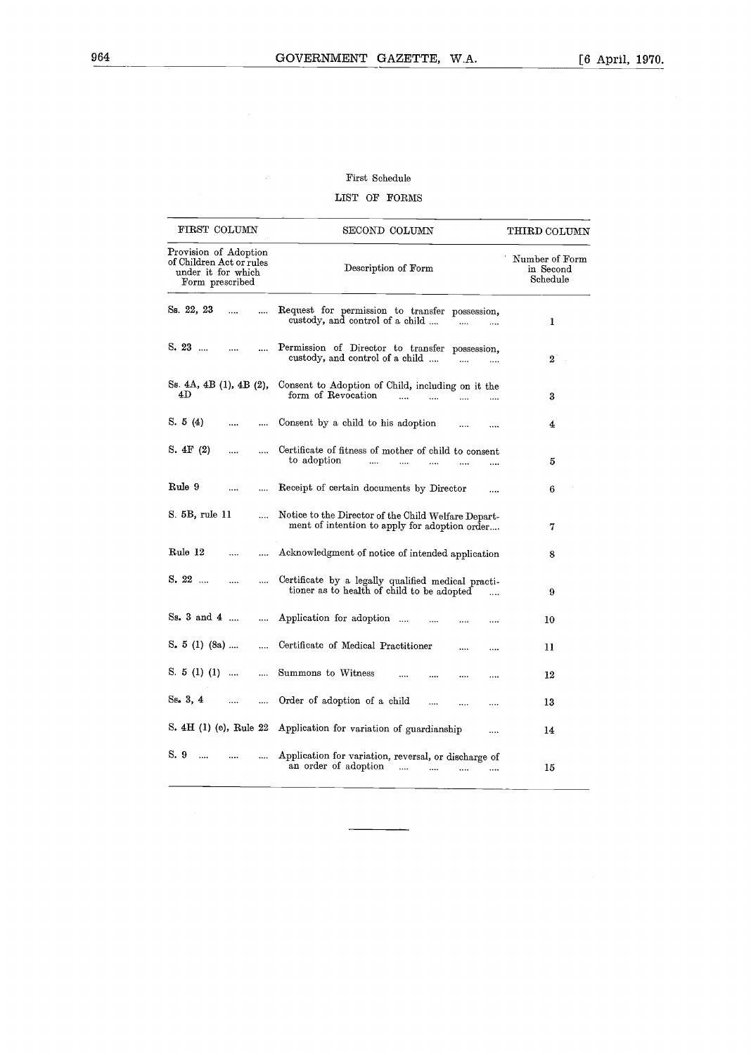First Schedule

LIST OF FORMS

| FIRST COLUMN | SECOND COLUMN | THIRD COLUMN |
|---|---|---|
| Provision of Adoption of Children Act or rules under it for which Form prescribed | Description of Form | Number of Form in Second Schedule |
| Ss. 22, 23 | Request for permission to transfer possession, custody, and control of a child | 1 |
| S. 23 | Permission of Director to transfer possession, custody, and control of a child | 2 |
| Ss. 4A, 4B (1), 4B (2), 4D | Consent to Adoption of Child, including on it the form of Revocation | 3 |
| S. 5 (4) | Consent by a child to his adoption | 4 |
| S. 4F (2) | Certificate of fitness of mother of child to consent to adoption | 5 |
| Rule 9 | Receipt of certain documents by Director | 6 |
| S. 5B, rule 11 | Notice to the Director of the Child Welfare Department of intention to apply for adoption order | 7 |
| Rule 12 | Acknowledgment of notice of intended application | 8 |
| S. 22 | Certificate by a legally qualified medical practitioner as to health of child to be adopted | 9 |
| Ss. 3 and 4 | Application for adoption | 10 |
| S. 5 (1) (8a) | Certificate of Medical Practitioner | 11 |
| S. 5 (1) (1) | Summons to Witness | 12 |
| Ss. 3, 4 | Order of adoption of a child | 13 |
| S. 4H (1) (e), Rule 22 | Application for variation of guardianship | 14 |
| S. 9 | Application for variation, reversal, or discharge of an order of adoption | 15 |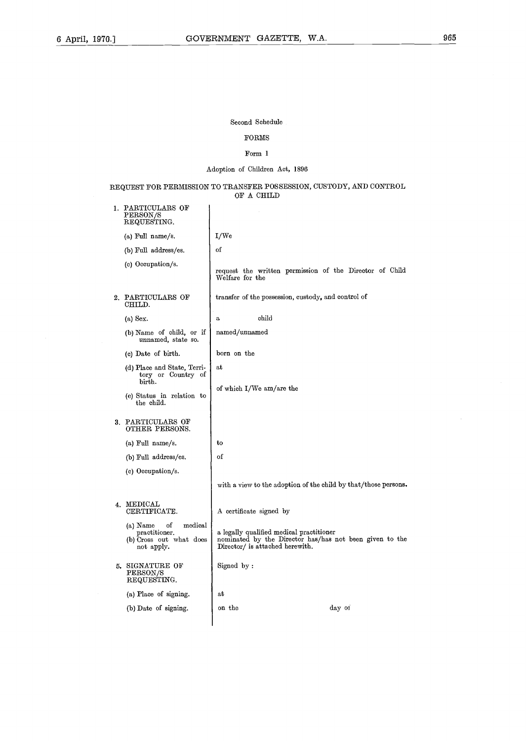Second Schedule

FORMS

Form 1

Adoption of Children Act, 1896

## REQUEST FOR PERMISSION TO TRANSFER POSSESSION, CUSTODY, AND CONTROL OF A CHILD

| | |
|---|---|
| 1. PARTICULARS OF PERSON/S REQUESTING. | |
| (a) Full name/s. | I/We |
| (b) Full address/es. | of |
| (c) Occupation/s. | request the written permission of the Director of Child Welfare for the |
| 2. PARTICULARS OF CHILD. | transfer of the possession, custody, and control of |
| (a) Sex. | a child |
| (b) Name of child, or if unnamed, state so. | named/unnamed |
| (c) Date of birth. | born on the |
| (d) Place and State, Territory or Country of birth. | at |
| (e) Status in relation to the child. | of which I/We am/are the |
| 3. PARTICULARS OF OTHER PERSONS. | |
| (a) Full name/s. | to |
| (b) Full address/es. | of |
| (c) Occupation/s. | |
| | with a view to the adoption of the child by that/those persons. |
| 4. MEDICAL CERTIFICATE. | A certificate signed by |
| (a) Name of medical practitioner. | a legally qualified medical practitioner |
| (b) Cross out what does not apply. | nominated by the Director has/has not been given to the Director/ is attached herewith. |
| 5. SIGNATURE OF PERSON/S REQUESTING. | Signed by : |
| (a) Place of signing. | at |
| (b) Date of signing. | on the day of |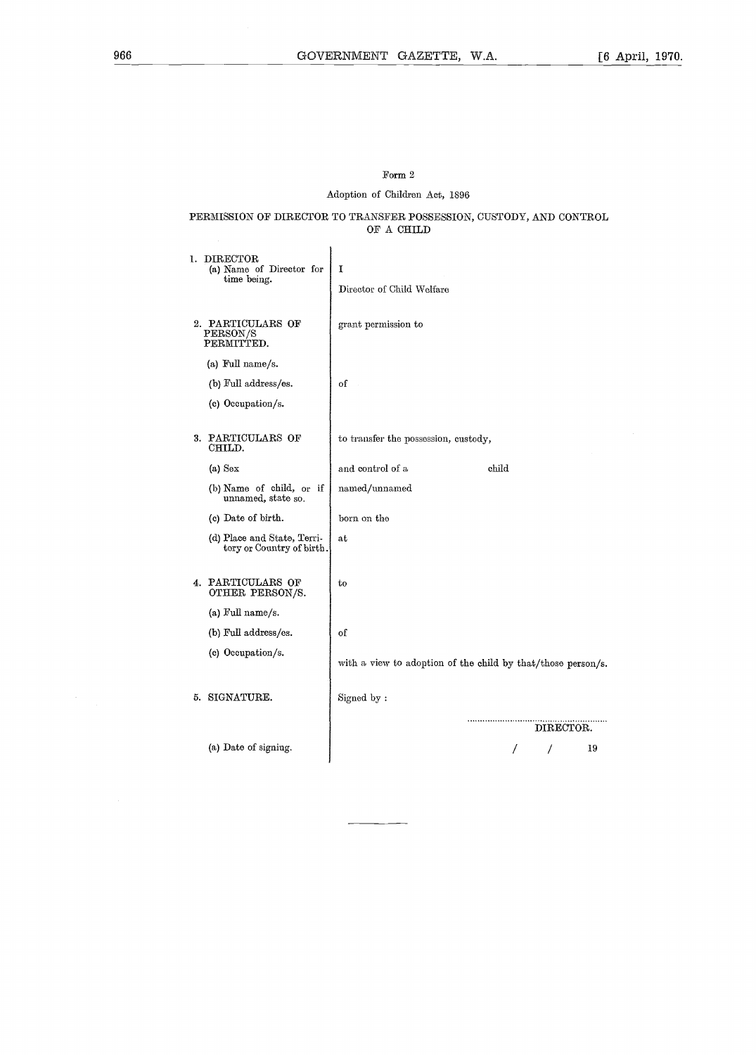Form 2

Adoption of Children Act, 1896

PERMISSION OF DIRECTOR TO TRANSFER POSSESSION, CUSTODY, AND CONTROL OF A CHILD

| | |
|---|---|
| 1. DIRECTOR | |
| (a) Name of Director for time being. | I |
| | Director of Child Welfare |
| 2. PARTICULARS OF PERSON/S PERMITTED. | grant permission to |
| (a) Full name/s. | |
| (b) Full address/es. | of |
| (c) Occupation/s. | |
| 3. PARTICULARS OF CHILD. | to transfer the possession, custody, |
| (a) Sex | and control of a child |
| (b) Name of child, or if unnamed, state so. | named/unnamed |
| (c) Date of birth. | born on the |
| (d) Place and State, Territory or Country of birth. | at |
| 4. PARTICULARS OF OTHER PERSON/S. | to |
| (a) Full name/s. | |
| (b) Full address/es. | of |
| (c) Occupation/s. | with a view to adoption of the child by that/those person/s. |
| 5. SIGNATURE. | Signed by : |
| | .......................................................... DIRECTOR. |
| (a) Date of signing. | / / 19 |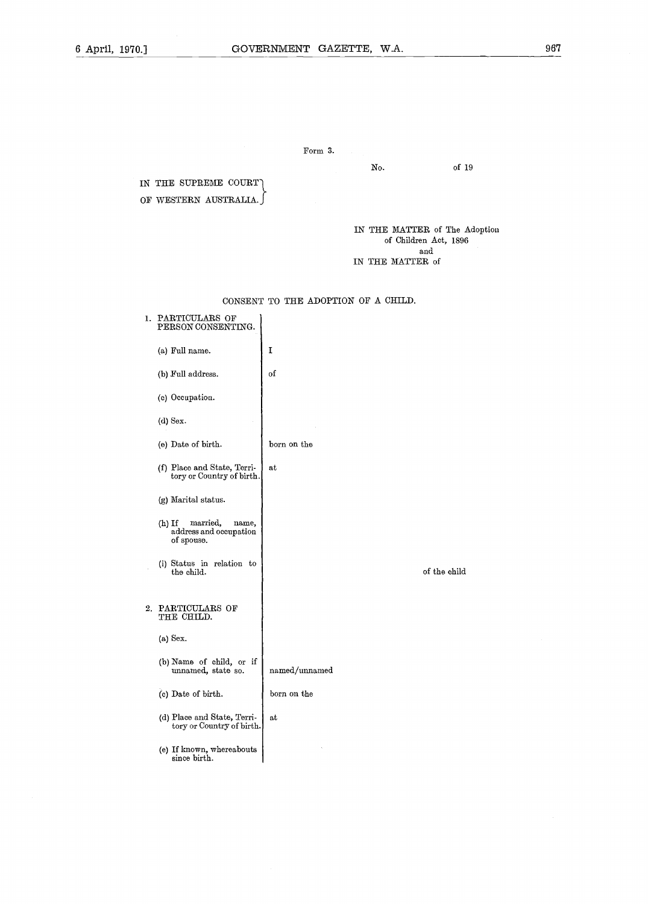Form 3.

No. of 19

IN THE SUPREME COURT OF WESTERN AUSTRALIA.

IN THE MATTER of The Adoption of Children Act, 1896
and
IN THE MATTER of

CONSENT TO THE ADOPTION OF A CHILD.

| | |
|---|---|
| 1. PARTICULARS OF PERSON CONSENTING. | |
| (a) Full name. | I |
| (b) Full address. | of |
| (c) Occupation. | |
| (d) Sex. | |
| (e) Date of birth. | born on the |
| (f) Place and State, Territory or Country of birth. | at |
| (g) Marital status. | |
| (h) If married, name, address and occupation of spouse. | |
| (i) Status in relation to the child. | of the child |
| 2. PARTICULARS OF THE CHILD. | |
| (a) Sex. | |
| (b) Name of child, or if unnamed, state so. | named/unnamed |
| (c) Date of birth. | born on the |
| (d) Place and State, Territory or Country of birth. | at |
| (e) If known, whereabouts since birth. | |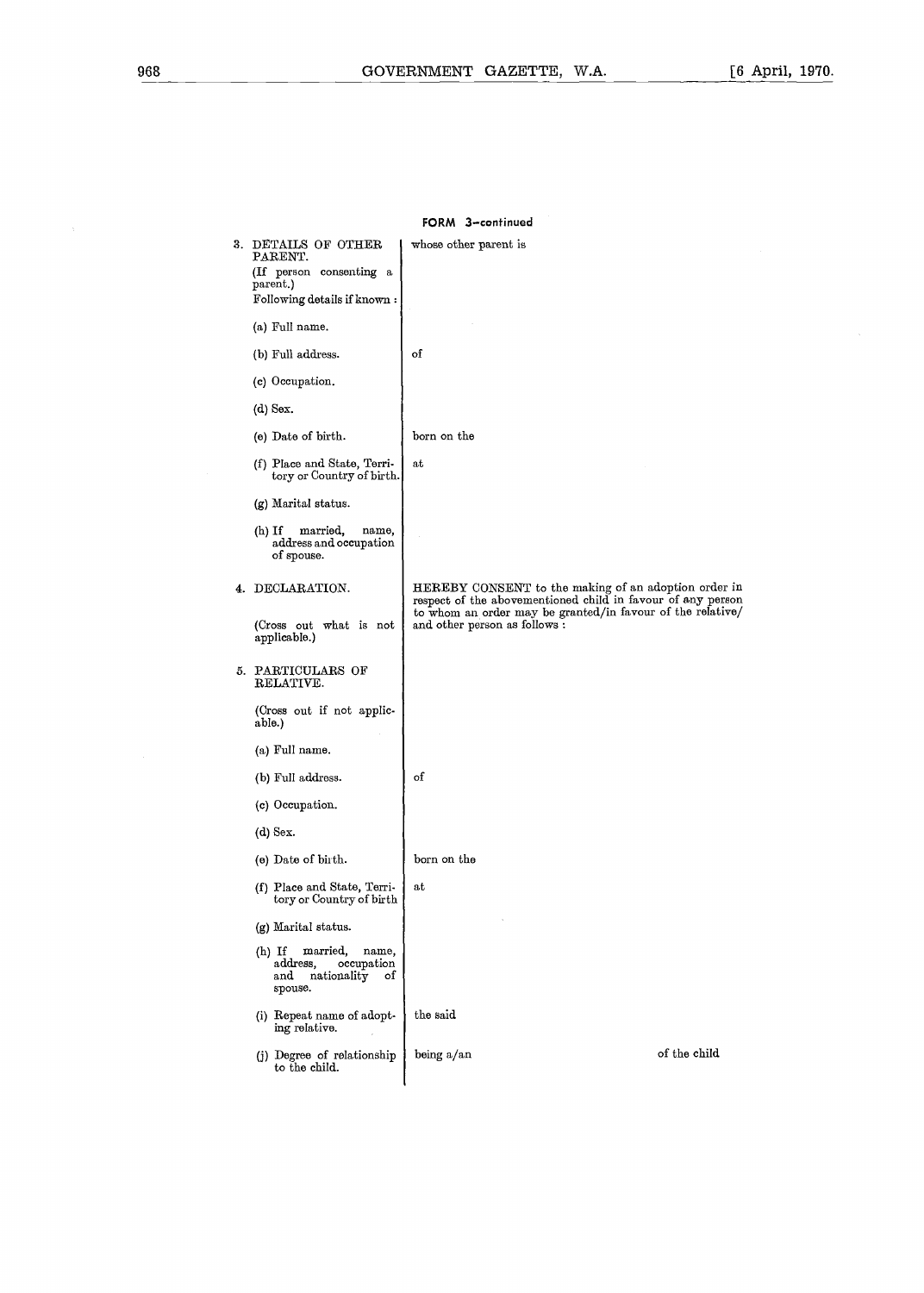**FORM 3—continued**

| | |
|---|---|
| 3. DETAILS OF OTHER PARENT. | whose other parent is |
| (If person consenting a parent.) | |
| Following details if known : | |
| (a) Full name. | |
| (b) Full address. | of |
| (c) Occupation. | |
| (d) Sex. | |
| (e) Date of birth. | born on the |
| (f) Place and State, Territory or Country of birth. | at |
| (g) Marital status. | |
| (h) If married, name, address and occupation of spouse. | |
| 4. DECLARATION. | HEREBY CONSENT to the making of an adoption order in respect of the abovementioned child in favour of any person to whom an order may be granted/in favour of the relative/ and other person as follows : |
| (Cross out what is not applicable.) | |
| 5. PARTICULARS OF RELATIVE. | |
| (Cross out if not applicable.) | |
| (a) Full name. | |
| (b) Full address. | of |
| (c) Occupation. | |
| (d) Sex. | |
| (e) Date of birth. | born on the |
| (f) Place and State, Territory or Country of birth | at |
| (g) Marital status. | |
| (h) If married, name, address, occupation and nationality of spouse. | |
| (i) Repeat name of adopting relative. | the said |
| (j) Degree of relationship to the child. | being a/an of the child |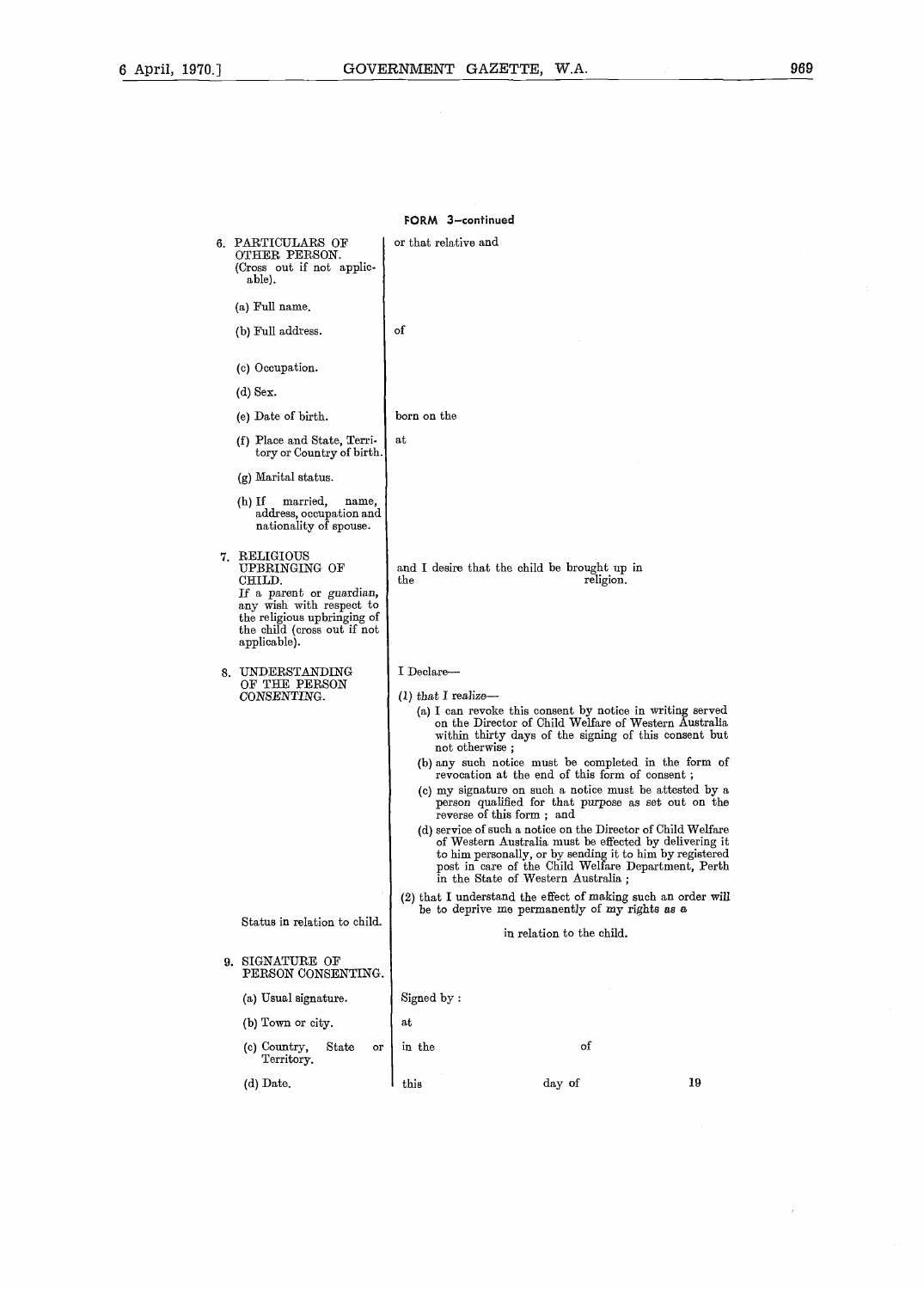**FORM 3—continued**

| | |
|---|---|
| 6. PARTICULARS OF OTHER PERSON. (Cross out if not applicable). | or that relative and |
| (a) Full name. | |
| (b) Full address. | of |
| (c) Occupation. | |
| (d) Sex. | |
| (e) Date of birth. | born on the |
| (f) Place and State, Territory or Country of birth. | at |
| (g) Marital status. | |
| (h) If married, name, address, occupation and nationality of spouse. | |
| 7. RELIGIOUS UPBRINGING OF CHILD. *If a parent or guardian, any wish with respect to the religious upbringing of the child (cross out if not applicable).* | and I desire that the child be brought up in the religion. |
| 8. UNDERSTANDING OF THE PERSON CONSENTING. | I Declare— |
| | (1) *that I realize*— |
| | (a) I can revoke this consent by notice in writing served on the Director of Child Welfare of Western Australia within thirty days of the signing of this consent but not otherwise ; |
| | (b) any such notice must be completed in the form of revocation at the end of this form of consent ; |
| | (c) my signature on such a notice must be attested by a person qualified for that purpose as set out on the reverse of this form ; and |
| | (d) service of such a notice on the Director of Child Welfare of Western Australia must be effected by delivering it to him personally, or by sending it to him by registered post in care of the Child Welfare Department, Perth in the State of Western Australia ; |
| Status in relation to child. | (2) that I understand the effect of making such an order will be to deprive me permanently of my rights as a in relation to the child. |
| 9. SIGNATURE OF PERSON CONSENTING. | |
| (a) Usual signature. | Signed by : |
| (b) Town or city. | at |
| (c) Country, State or Territory. | in the of |
| (d) Date. | this day of 19 |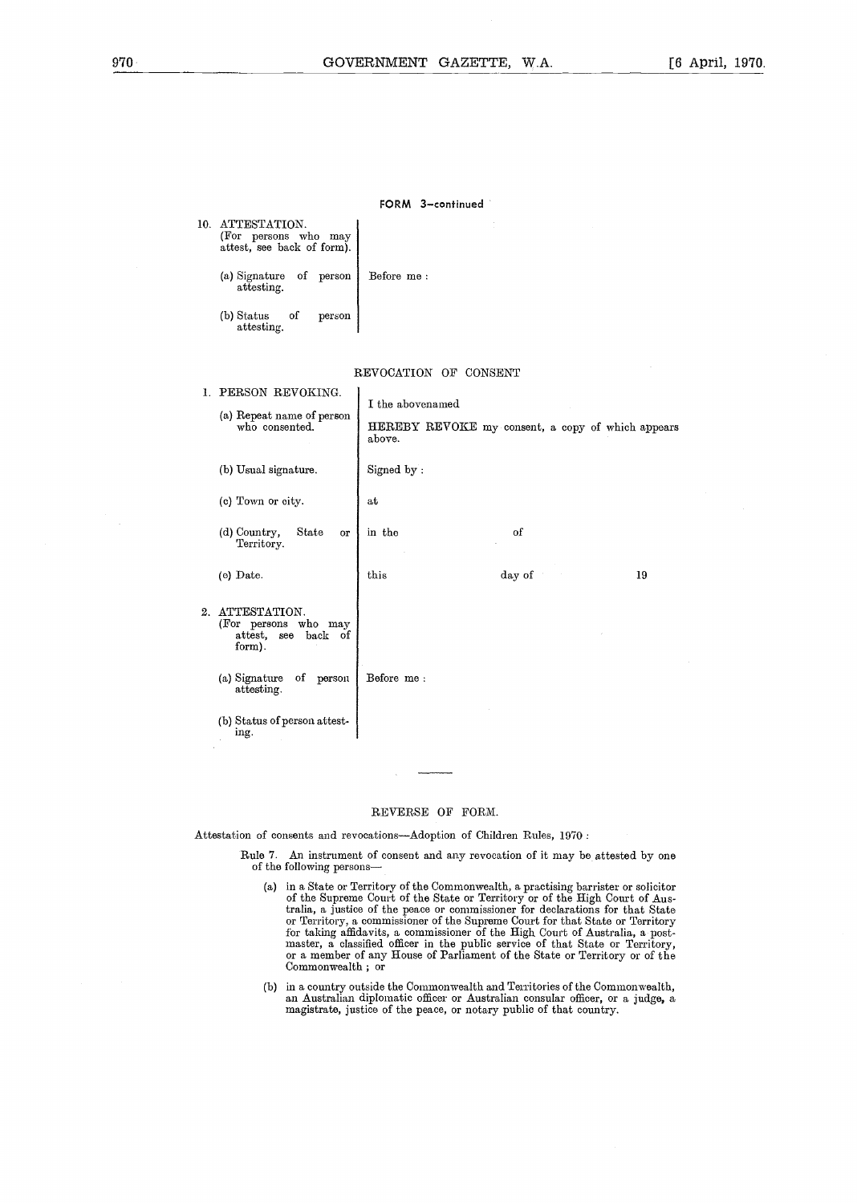FORM 3—continued

| | |
|---|---|
| 10. ATTESTATION. (For persons who may attest, see back of form). | |
| (a) Signature of person attesting. | Before me : |
| (b) Status of person attesting. | |

REVOCATION OF CONSENT

| | | | |
|---|---|---|---|
| 1. PERSON REVOKING. | | | |
| (a) Repeat name of person who consented. | I the abovenamed HEREBY REVOKE my consent, a copy of which appears above. | | |
| (b) Usual signature. | Signed by : | | |
| (c) Town or city. | at | | |
| (d) Country, State or Territory. | in the | of | |
| (e) Date. | this | day of | 19 |
| 2. ATTESTATION. (For persons who may attest, see back of form). | | | |
| (a) Signature of person attesting. | Before me : | | |
| (b) Status of person attesting. | | | |

REVERSE OF FORM.

Attestation of consents and revocations—Adoption of Children Rules, 1970 :

Rule 7. An instrument of consent and any revocation of it may be attested by one of the following persons—

(a) in a State or Territory of the Commonwealth, a practising barrister or solicitor of the Supreme Court of the State or Territory or of the High Court of Australia, a justice of the peace or commissioner for declarations for that State or Territory, a commissioner of the Supreme Court for that State or Territory for taking affidavits, a commissioner of the High Court of Australia, a postmaster, a classified officer in the public service of that State or Territory, or a member of any House of Parliament of the State or Territory or of the Commonwealth ; or

(b) in a country outside the Commonwealth and Territories of the Commonwealth, an Australian diplomatic officer or Australian consular officer, or a judge, a magistrate, justice of the peace, or notary public of that country.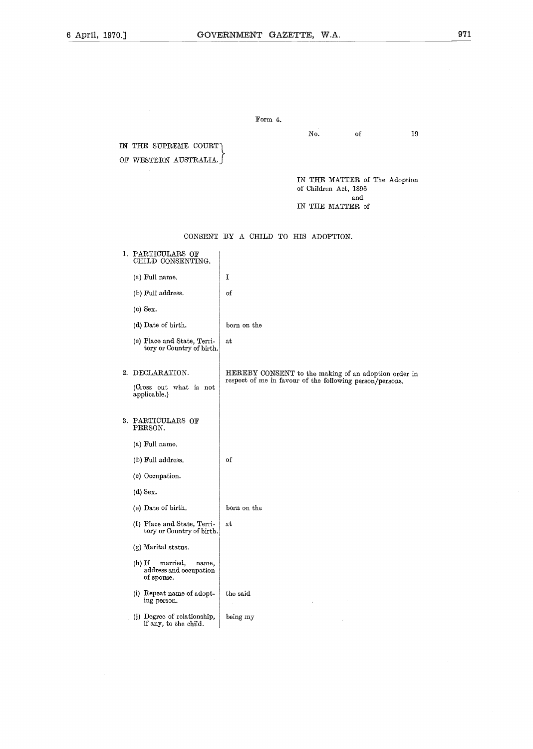Form 4.

No. of 19

IN THE SUPREME COURT OF WESTERN AUSTRALIA.

IN THE MATTER of The Adoption of Children Act, 1896
and
IN THE MATTER of

CONSENT BY A CHILD TO HIS ADOPTION.

| | |
|---|---|
| 1. PARTICULARS OF CHILD CONSENTING. | |
| (a) Full name. | I |
| (b) Full address. | of |
| (c) Sex. | |
| (d) Date of birth. | born on the |
| (e) Place and State, Territory or Country of birth. | at |
| 2. DECLARATION. | HEREBY CONSENT to the making of an adoption order in respect of me in favour of the following person/persons. |
| (Cross out what is not applicable.) | |
| 3. PARTICULARS OF PERSON. | |
| (a) Full name. | |
| (b) Full address. | of |
| (c) Occupation. | |
| (d) Sex. | |
| (e) Date of birth. | born on the |
| (f) Place and State, Territory or Country of birth. | at |
| (g) Marital status. | |
| (h) If married, name, address and occupation of spouse. | |
| (i) Repeat name of adopting person. | the said |
| (j) Degree of relationship, if any, to the child. | being my |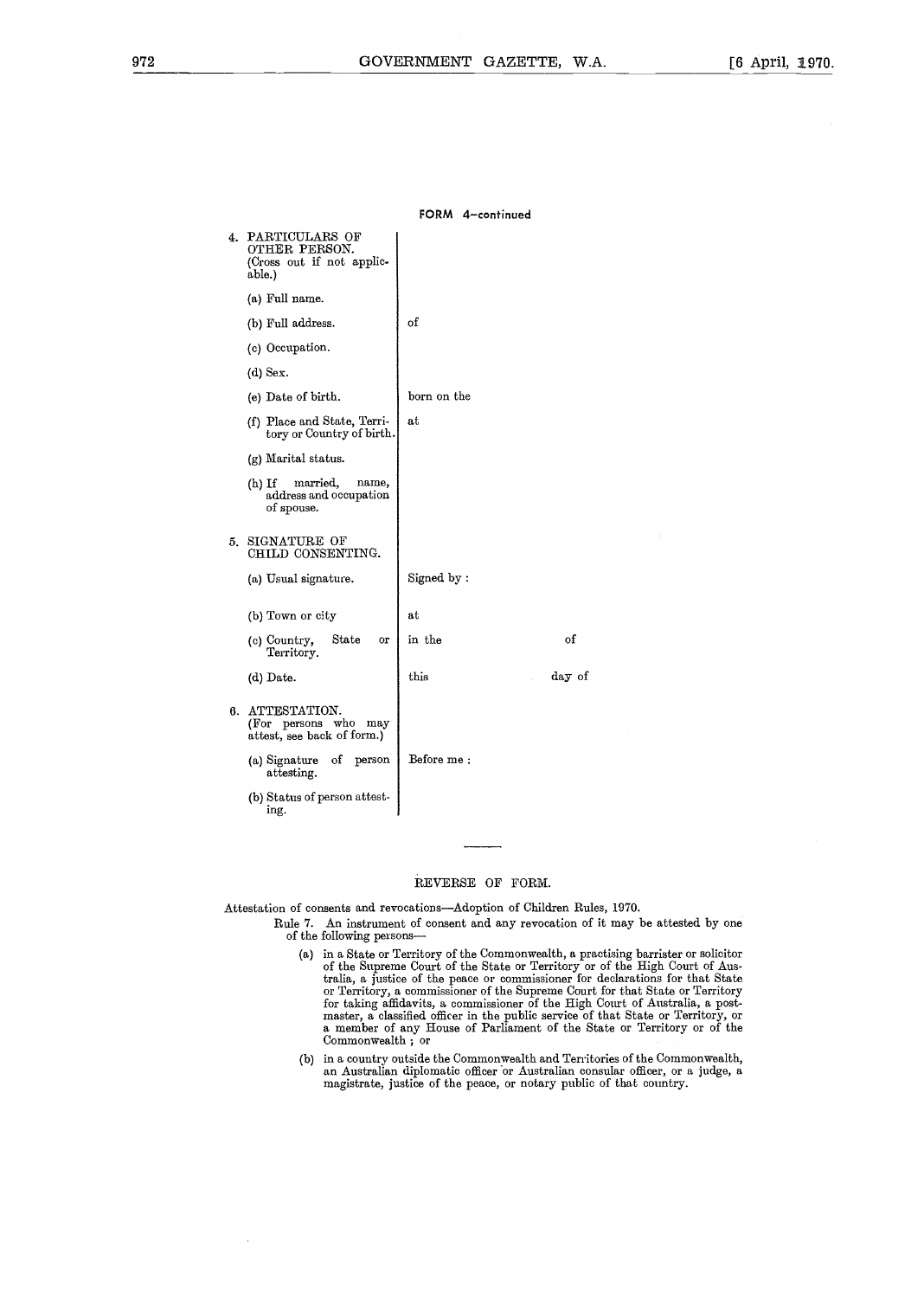**FORM 4—continued**

| | |
|---|---|
| 4. PARTICULARS OF OTHER PERSON. (Cross out if not applicable.) | |
| (a) Full name. | |
| (b) Full address. | of |
| (c) Occupation. | |
| (d) Sex. | |
| (e) Date of birth. | born on the |
| (f) Place and State, Territory or Country of birth. | at |
| (g) Marital status. | |
| (h) If married, name, address and occupation of spouse. | |
| 5. SIGNATURE OF CHILD CONSENTING. | |
| (a) Usual signature. | Signed by : |
| (b) Town or city | at |
| (c) Country, State or Territory. | in the                    of |
| (d) Date. | this                    day of |
| 6. ATTESTATION. (For persons who may attest, see back of form.) | |
| (a) Signature of person attesting. | Before me : |
| (b) Status of person attesting. | |

---

REVERSE OF FORM.

Attestation of consents and revocations—Adoption of Children Rules, 1970.

Rule 7. An instrument of consent and any revocation of it may be attested by one of the following persons—

(a) in a State or Territory of the Commonwealth, a practising barrister or solicitor of the Supreme Court of the State or Territory or of the High Court of Australia, a justice of the peace or commissioner for declarations for that State or Territory, a commissioner of the Supreme Court for that State or Territory for taking affidavits, a commissioner of the High Court of Australia, a postmaster, a classified officer in the public service of that State or Territory, or a member of any House of Parliament of the State or Territory or of the Commonwealth ; or

(b) in a country outside the Commonwealth and Territories of the Commonwealth, an Australian diplomatic officer or Australian consular officer, or a judge, a magistrate, justice of the peace, or notary public of that country.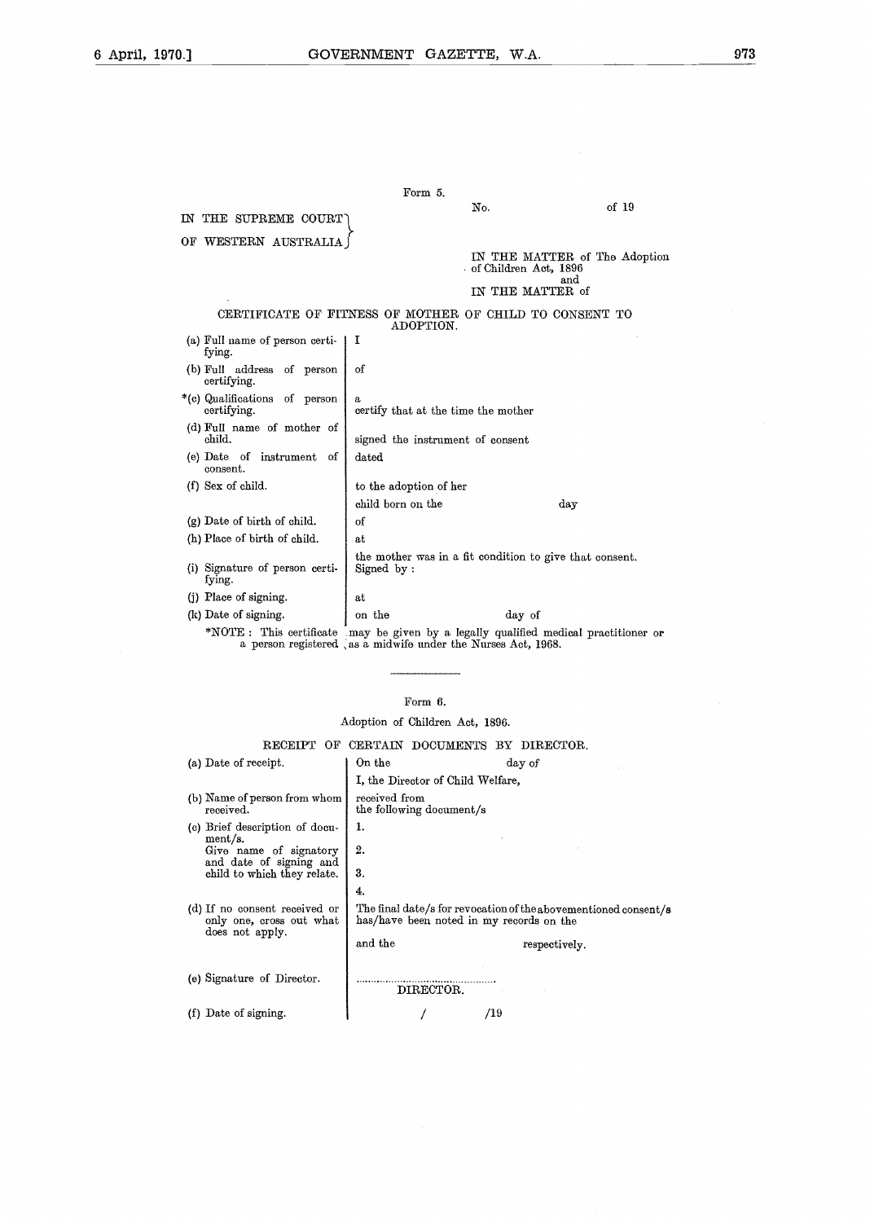Form 5.

No. of 19

IN THE SUPREME COURT OF WESTERN AUSTRALIA

IN THE MATTER of The Adoption of Children Act, 1896
and
IN THE MATTER of

CERTIFICATE OF FITNESS OF MOTHER OF CHILD TO CONSENT TO ADOPTION.

| | |
|---|---|
| (a) Full name of person certifying. | I |
| (b) Full address of person certifying. | of |
| *(c) Qualifications of person certifying. | a<br>certify that at the time the mother |
| (d) Full name of mother of child. | signed the instrument of consent |
| (e) Date of instrument of consent. | dated |
| (f) Sex of child. | to the adoption of her |
| | child born on the day |
| (g) Date of birth of child. | of |
| (h) Place of birth of child. | at |
| (i) Signature of person certifying. | the mother was in a fit condition to give that consent.<br>Signed by : |
| (j) Place of signing. | at |
| (k) Date of signing. | on the day of |

*NOTE : This certificate may be given by a legally qualified medical practitioner or a person registered as a midwife under the Nurses Act, 1968.

---

Form 6.

Adoption of Children Act, 1896.

RECEIPT OF CERTAIN DOCUMENTS BY DIRECTOR.

| | |
|---|---|
| (a) Date of receipt. | On the day of |
| | I, the Director of Child Welfare, |
| (b) Name of person from whom received. | received from<br>the following document/s |
| (c) Brief description of document/s.<br>Give name of signatory and date of signing and child to which they relate. | 1.<br>2.<br>3.<br>4. |
| (d) If no consent received or only one, cross out what does not apply. | The final date/s for revocation of the abovementioned consent/s has/have been noted in my records on the<br>and the respectively. |
| (e) Signature of Director. | ..............................................<br>DIRECTOR. |
| (f) Date of signing. | / /19 |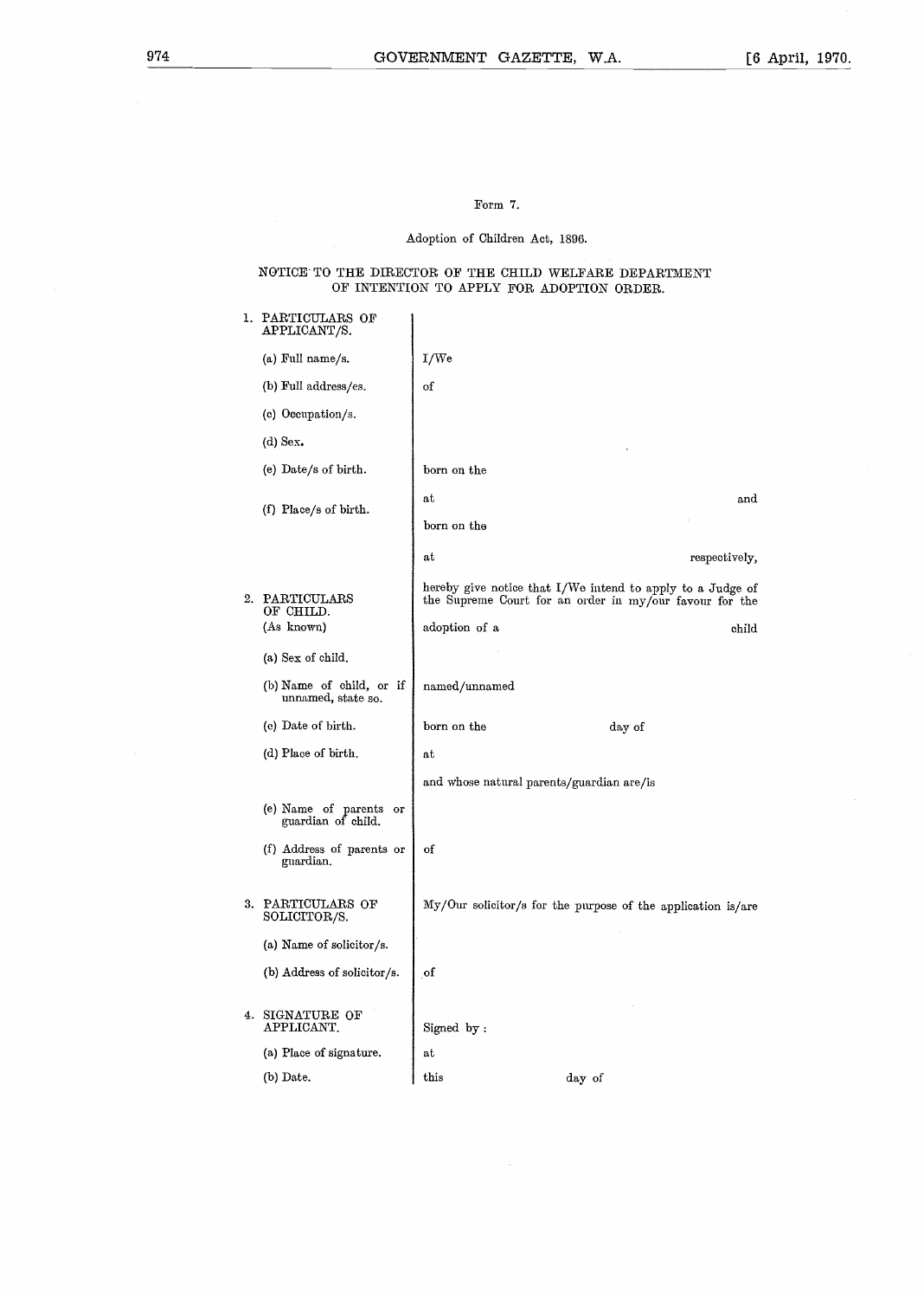Form 7.

Adoption of Children Act, 1896.

NOTICE TO THE DIRECTOR OF THE CHILD WELFARE DEPARTMENT OF INTENTION TO APPLY FOR ADOPTION ORDER.

| | |
|---|---|
| 1. PARTICULARS OF APPLICANT/S. | |
| (a) Full name/s. | I/We |
| (b) Full address/es. | of |
| (c) Occupation/s. | |
| (d) Sex. | |
| (e) Date/s of birth. | born on the |
| (f) Place/s of birth. | at and |
| | born on the |
| | at respectively, |
| | hereby give notice that I/We intend to apply to a Judge of the Supreme Court for an order in my/our favour for the |
| 2. PARTICULARS OF CHILD. (As known) | adoption of a child |
| (a) Sex of child. | |
| (b) Name of child, or if unnamed, state so. | named/unnamed |
| (c) Date of birth. | born on the day of |
| (d) Place of birth. | at |
| | and whose natural parents/guardian are/is |
| (e) Name of parents or guardian of child. | |
| (f) Address of parents or guardian. | of |
| 3. PARTICULARS OF SOLICITOR/S. | My/Our solicitor/s for the purpose of the application is/are |
| (a) Name of solicitor/s. | |
| (b) Address of solicitor/s. | of |
| 4. SIGNATURE OF APPLICANT. | Signed by: |
| (a) Place of signature. | at |
| (b) Date. | this day of |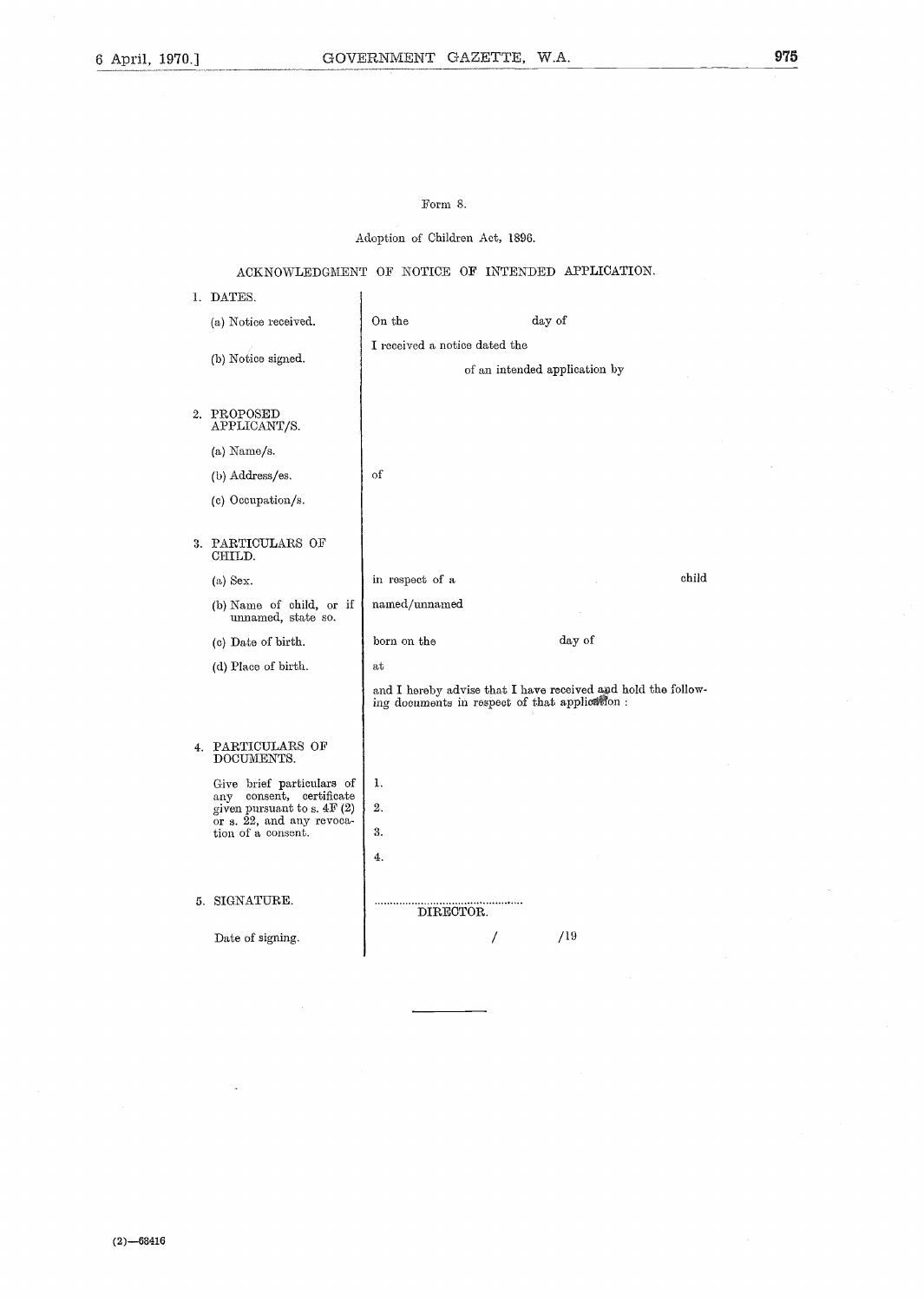Form 8.

Adoption of Children Act, 1896.

ACKNOWLEDGMENT OF NOTICE OF INTENDED APPLICATION.

| | |
|---|---|
| 1. DATES. | |
| (a) Notice received. | On the day of |
| (b) Notice signed. | I received a notice dated the |
| | of an intended application by |
| 2. PROPOSED APPLICANT/S. | |
| (a) Name/s. | |
| (b) Address/es. | of |
| (c) Occupation/s. | |
| 3. PARTICULARS OF CHILD. | |
| (a) Sex. | in respect of a child |
| (b) Name of child, or if unnamed, state so. | named/unnamed |
| (c) Date of birth. | born on the day of |
| (d) Place of birth. | at |
| | and I hereby advise that I have received and hold the following documents in respect of that application : |
| 4. PARTICULARS OF DOCUMENTS. | |
| Give brief particulars of any consent, certificate given pursuant to s. 4F (2) or s. 22, and any revocation of a consent. | 1. |
| | 2. |
| | 3. |
| | 4. |
| 5. SIGNATURE. | ............................................ DIRECTOR. |
| Date of signing. | / /19 |

(2)—68416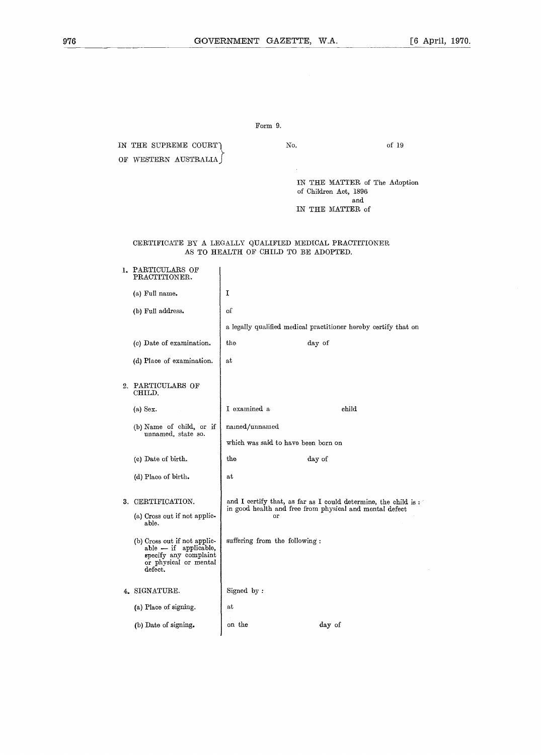Form 9.

| IN THE SUPREME COURT OF WESTERN AUSTRALIA | No. | of 19 |
|---|---|---|

IN THE MATTER of The Adoption of Children Act, 1896

and

IN THE MATTER of

CERTIFICATE BY A LEGALLY QUALIFIED MEDICAL PRACTITIONER AS TO HEALTH OF CHILD TO BE ADOPTED.

| | |
|---|---|
| 1. PARTICULARS OF PRACTITIONER. | |
| (a) Full name. | I |
| (b) Full address. | of |
| | a legally qualified medical practitioner hereby certify that on |
| (c) Date of examination. | the day of |
| (d) Place of examination. | at |
| 2. PARTICULARS OF CHILD. | |
| (a) Sex. | I examined a child |
| (b) Name of child, or if unnamed, state so. | named/unnamed |
| | which was said to have been born on |
| (c) Date of birth. | the day of |
| (d) Place of birth. | at |
| 3. CERTIFICATION. | and I certify that, as far as I could determine, the child is : |
| (a) Cross out if not applicable. | in good health and free from physical and mental defect or |
| (b) Cross out if not applicable — if applicable, specify any complaint or physical or mental defect. | suffering from the following : |
| 4. SIGNATURE. | Signed by : |
| (a) Place of signing. | at |
| (b) Date of signing. | on the day of |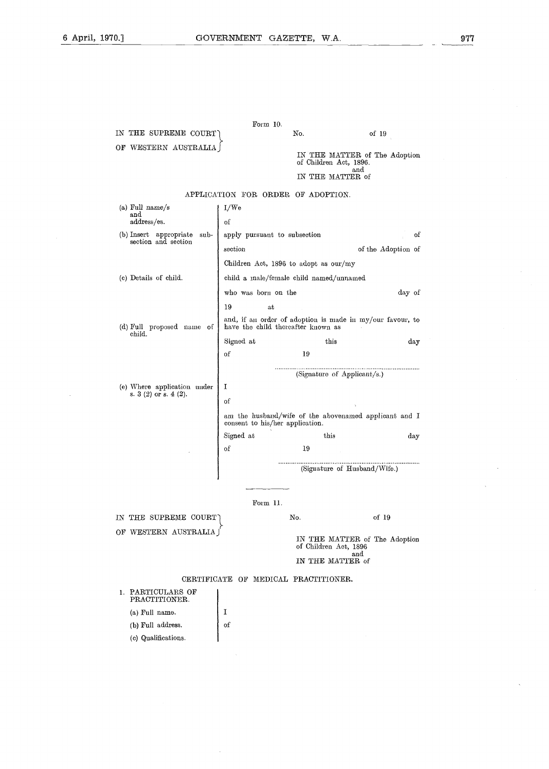Form 10.

IN THE SUPREME COURT OF WESTERN AUSTRALIA

No. of 19

IN THE MATTER of The Adoption of Children Act, 1896.
and
IN THE MATTER of

## APPLICATION FOR ORDER OF ADOPTION.

| | |
|---|---|
| (a) Full name/s and address/es. | I/We |
| | of |
| (b) Insert appropriate sub-section and section | apply pursuant to subsection of |
| | section of the Adoption of |
| | Children Act, 1896 to adopt as our/my |
| (c) Details of child. | child a male/female child named/unnamed |
| | who was born on the day of |
| | 19 at |
| (d) Full proposed name of child. | and, if an order of adoption is made in my/our favour, to have the child thereafter known as |
| | Signed at this day |
| | of 19 |
| | ........................................ (Signature of Applicant/s.) |
| (e) Where application under s. 3 (2) or s. 4 (2). | I |
| | of |
| | am the husband/wife of the abovenamed applicant and I consent to his/her application. |
| | Signed at this day |
| | of 19 |
| | ........................................ (Signature of Husband/Wife.) |

---

Form 11.

IN THE SUPREME COURT OF WESTERN AUSTRALIA

No. of 19

IN THE MATTER of The Adoption of Children Act, 1896
and
IN THE MATTER of

## CERTIFICATE OF MEDICAL PRACTITIONER.

| | |
|---|---|
| 1. PARTICULARS OF PRACTITIONER. | |
| (a) Full name. | I |
| (b) Full address. | of |
| (c) Qualifications. | |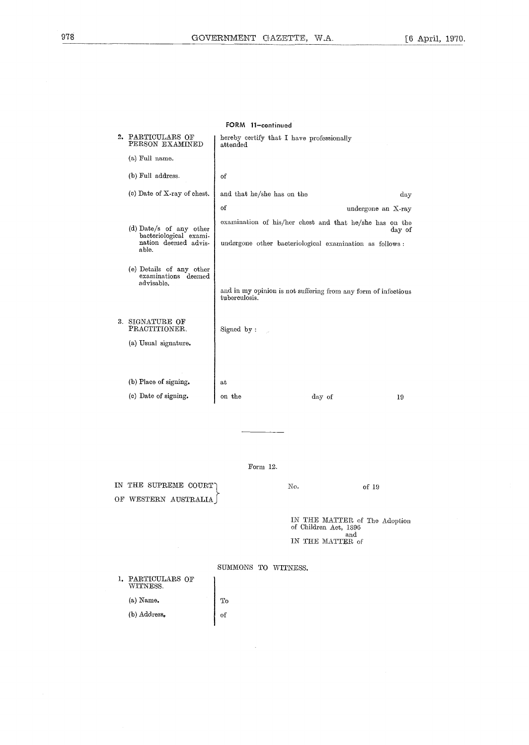FORM 11—continued

| | |
|---|---|
| 2. PARTICULARS OF PERSON EXAMINED | hereby certify that I have professionally attended |
| (a) Full name. | |
| (b) Full address. | of |
| (c) Date of X-ray of chest. | and that he/she has on the day of undergone an X-ray |
| (d) Date/s of any other bacteriological examination deemed advisable. | examination of his/her chest and that he/she has on the day of undergone other bacteriological examination as follows: |
| (e) Details of any other examinations deemed advisable. | and in my opinion is not suffering from any form of infectious tuberculosis. |
| 3. SIGNATURE OF PRACTITIONER. | Signed by: |
| (a) Usual signature. | |
| (b) Place of signing. | at |
| (c) Date of signing. | on the day of 19 |

---

Form 12.

IN THE SUPREME COURT OF WESTERN AUSTRALIA

No. of 19

IN THE MATTER of The Adoption of Children Act, 1896
and
IN THE MATTER of

SUMMONS TO WITNESS.

| | |
|---|---|
| 1. PARTICULARS OF WITNESS. | |
| (a) Name. | To |
| (b) Address. | of |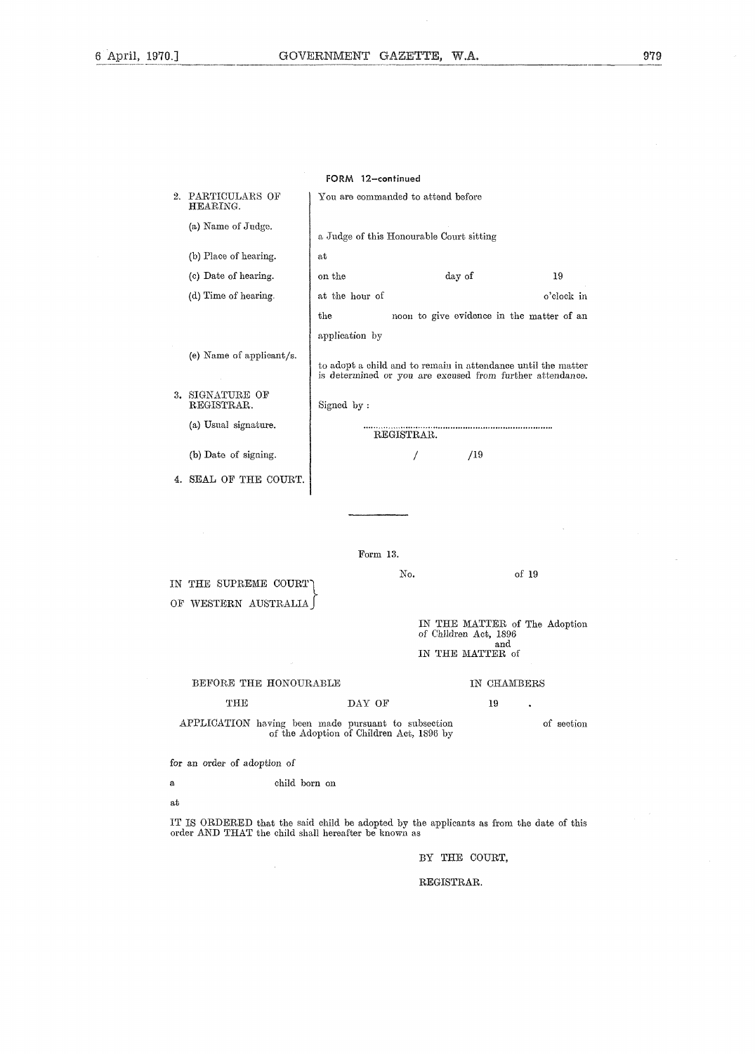FORM 12—continued

| | |
|---|---|
| 2. PARTICULARS OF HEARING. | You are commanded to attend before |
| (a) Name of Judge. | a Judge of this Honourable Court sitting |
| (b) Place of hearing. | at |
| (c) Date of hearing. | on the day of 19 |
| (d) Time of hearing. | at the hour of o'clock in the noon to give evidence in the matter of an application by |
| (e) Name of applicant/s. | to adopt a child and to remain in attendance until the matter is determined or you are excused from further attendance. |
| 3. SIGNATURE OF REGISTRAR. | Signed by : |
| (a) Usual signature. | ........................................................ REGISTRAR. |
| (b) Date of signing. | / /19 |
| 4. SEAL OF THE COURT. | |

---

Form 13.

IN THE SUPREME COURT OF WESTERN AUSTRALIA

No. of 19

IN THE MATTER of The Adoption of Children Act, 1896
and
IN THE MATTER of

BEFORE THE HONOURABLE IN CHAMBERS

THE DAY OF 19 .

APPLICATION having been made pursuant to subsection of section of the Adoption of Children Act, 1896 by

for an order of adoption of

a child born on

at

IT IS ORDERED that the said child be adopted by the applicants as from the date of this order AND THAT the child shall hereafter be known as

BY THE COURT,

REGISTRAR.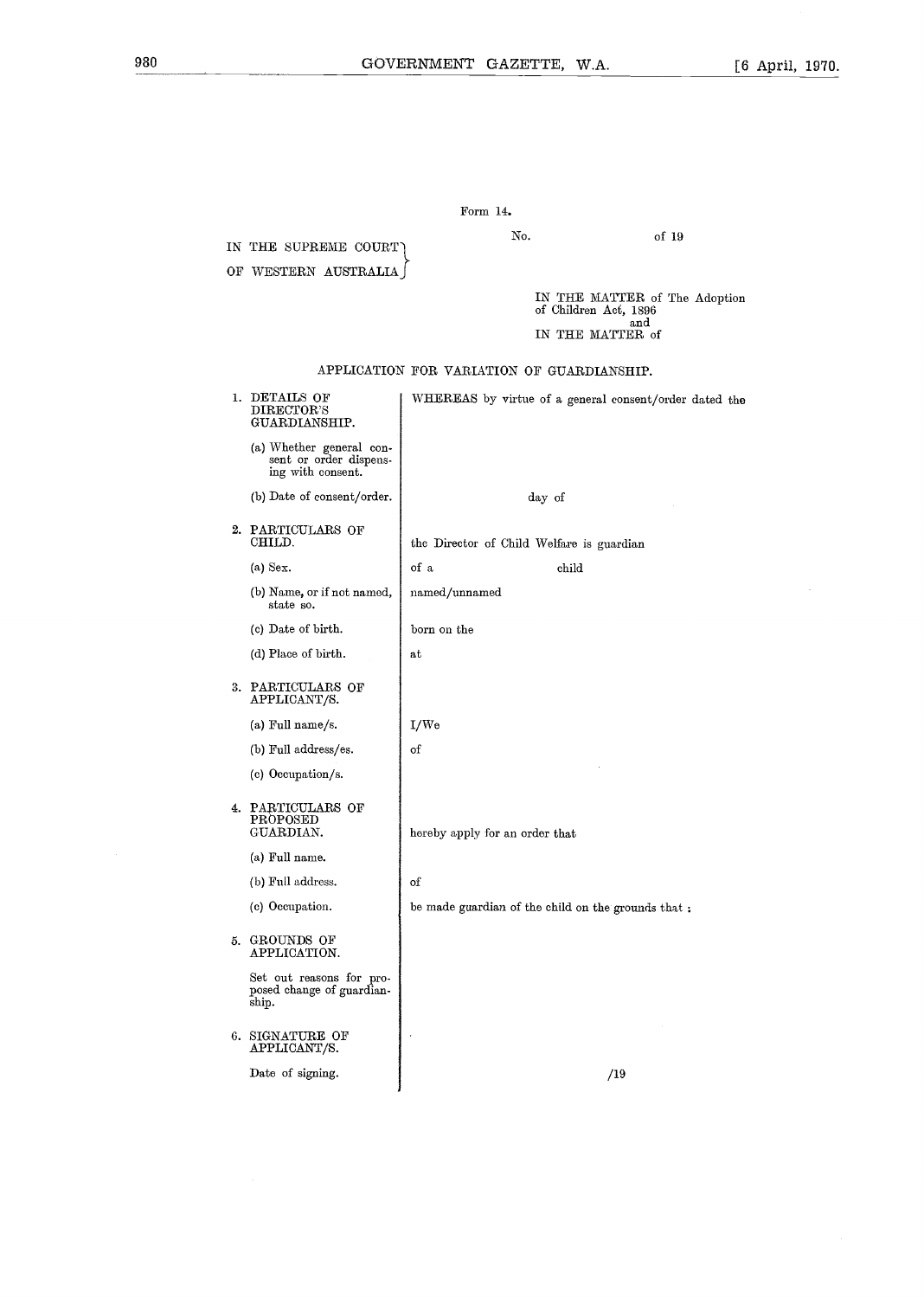Form 14.

No. of 19

IN THE SUPREME COURT OF WESTERN AUSTRALIA

IN THE MATTER of The Adoption of Children Act, 1896
and
IN THE MATTER of

## APPLICATION FOR VARIATION OF GUARDIANSHIP.

| | |
|---|---|
| 1. DETAILS OF DIRECTOR'S GUARDIANSHIP. | WHEREAS by virtue of a general consent/order dated the |
| (a) Whether general consent or order dispensing with consent. | |
| (b) Date of consent/order. | day of |
| 2. PARTICULARS OF CHILD. | the Director of Child Welfare is guardian |
| (a) Sex. | of a child |
| (b) Name, or if not named, state so. | named/unnamed |
| (c) Date of birth. | born on the |
| (d) Place of birth. | at |
| 3. PARTICULARS OF APPLICANT/S. | |
| (a) Full name/s. | I/We |
| (b) Full address/es. | of |
| (c) Occupation/s. | |
| 4. PARTICULARS OF PROPOSED GUARDIAN. | hereby apply for an order that |
| (a) Full name. | |
| (b) Full address. | of |
| (c) Occupation. | be made guardian of the child on the grounds that ; |
| 5. GROUNDS OF APPLICATION. | |
| Set out reasons for proposed change of guardianship. | |
| 6. SIGNATURE OF APPLICANT/S. | |
| Date of signing. | /19 |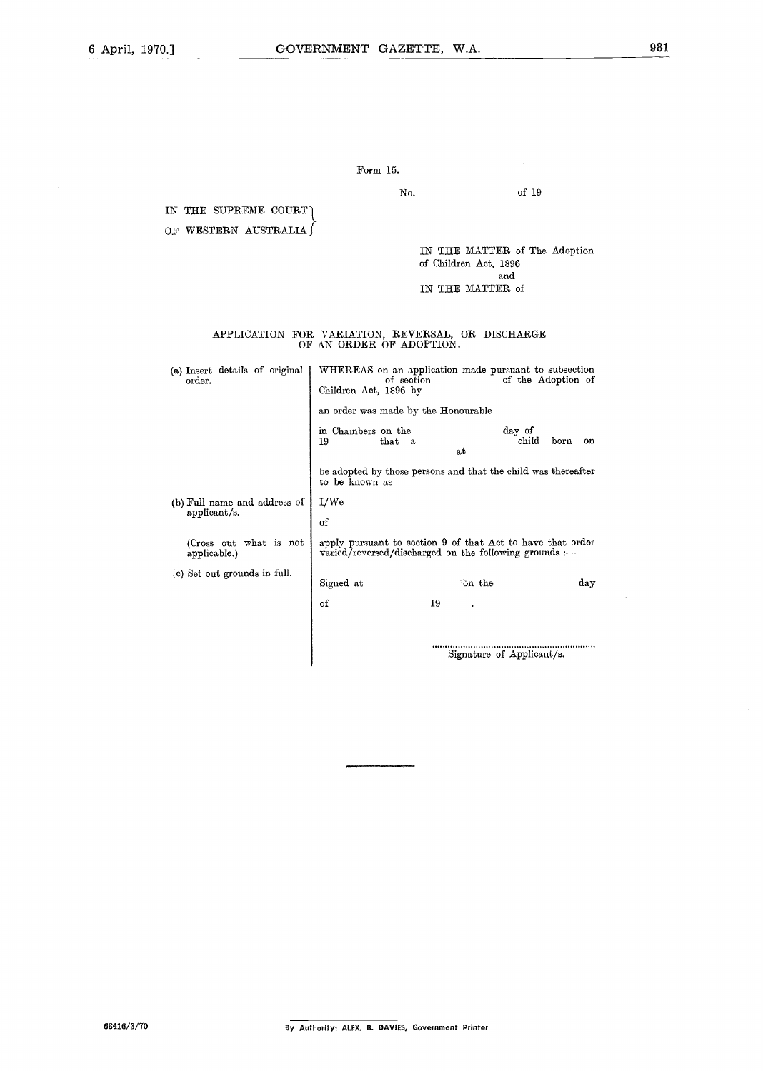Form 15.

No. of 19

IN THE SUPREME COURT OF WESTERN AUSTRALIA

IN THE MATTER of The Adoption of Children Act, 1896
and
IN THE MATTER of

## APPLICATION FOR VARIATION, REVERSAL, OR DISCHARGE OF AN ORDER OF ADOPTION.

| | |
|---|---|
| (a) Insert details of original order. | WHEREAS on an application made pursuant to subsection of section of the Adoption of Children Act, 1896 by |
| | an order was made by the Honourable |
| | in Chambers on the day of 19 that a child born on at |
| | be adopted by those persons and that the child was thereafter to be known as |
| (b) Full name and address of applicant/s. | I/We |
| | of |
| (Cross out what is not applicable.) | apply pursuant to section 9 of that Act to have that order varied/reversed/discharged on the following grounds :— |
| (c) Set out grounds in full. | Signed at on the day |
| | of 19 . |
| | ............................................................ Signature of Applicant/s. |

68416/3/70

By Authority: ALEX. B. DAVIES, Government Printer